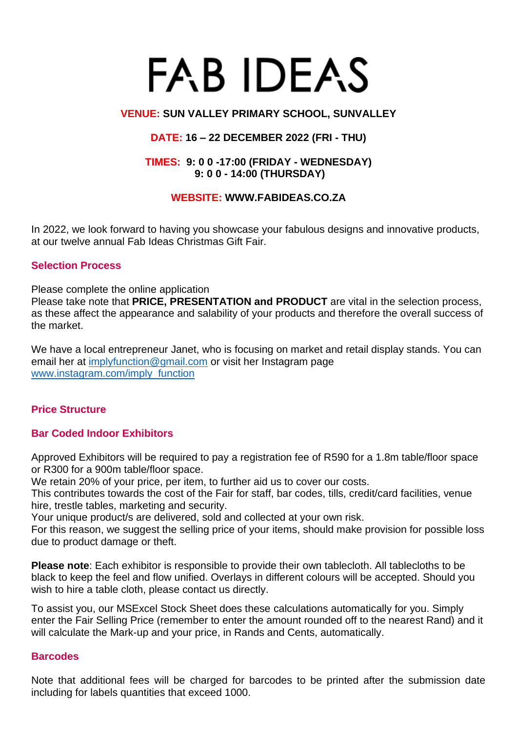# FAB IDEAS

**VENUE: SUN VALLEY PRIMARY SCHOOL, SUNVALLEY**

**DATE: 16 – 22 DECEMBER 2022 (FRI - THU)**

**TIMES: 9: 0 0 -17:00 (FRIDAY - WEDNESDAY)**
**9: 0 0 - 14:00 (THURSDAY)**

**WEBSITE: WWW.FABIDEAS.CO.ZA**

In 2022, we look forward to having you showcase your fabulous designs and innovative products, at our twelve annual Fab Ideas Christmas Gift Fair.

## Selection Process

Please complete the online application
Please take note that **PRICE, PRESENTATION and PRODUCT** are vital in the selection process, as these affect the appearance and salability of your products and therefore the overall success of the market.

We have a local entrepreneur Janet, who is focusing on market and retail display stands. You can email her at implyfunction@gmail.com or visit her Instagram page www.instagram.com/imply_function

## Price Structure

### Bar Coded Indoor Exhibitors

Approved Exhibitors will be required to pay a registration fee of R590 for a 1.8m table/floor space or R300 for a 900m table/floor space.
We retain 20% of your price, per item, to further aid us to cover our costs.
This contributes towards the cost of the Fair for staff, bar codes, tills, credit/card facilities, venue hire, trestle tables, marketing and security.
Your unique product/s are delivered, sold and collected at your own risk.
For this reason, we suggest the selling price of your items, should make provision for possible loss due to product damage or theft.

**Please note**: Each exhibitor is responsible to provide their own tablecloth. All tablecloths to be black to keep the feel and flow unified. Overlays in different colours will be accepted. Should you wish to hire a table cloth, please contact us directly.

To assist you, our MSExcel Stock Sheet does these calculations automatically for you. Simply enter the Fair Selling Price (remember to enter the amount rounded off to the nearest Rand) and it will calculate the Mark-up and your price, in Rands and Cents, automatically.

## Barcodes

Note that additional fees will be charged for barcodes to be printed after the submission date including for labels quantities that exceed 1000.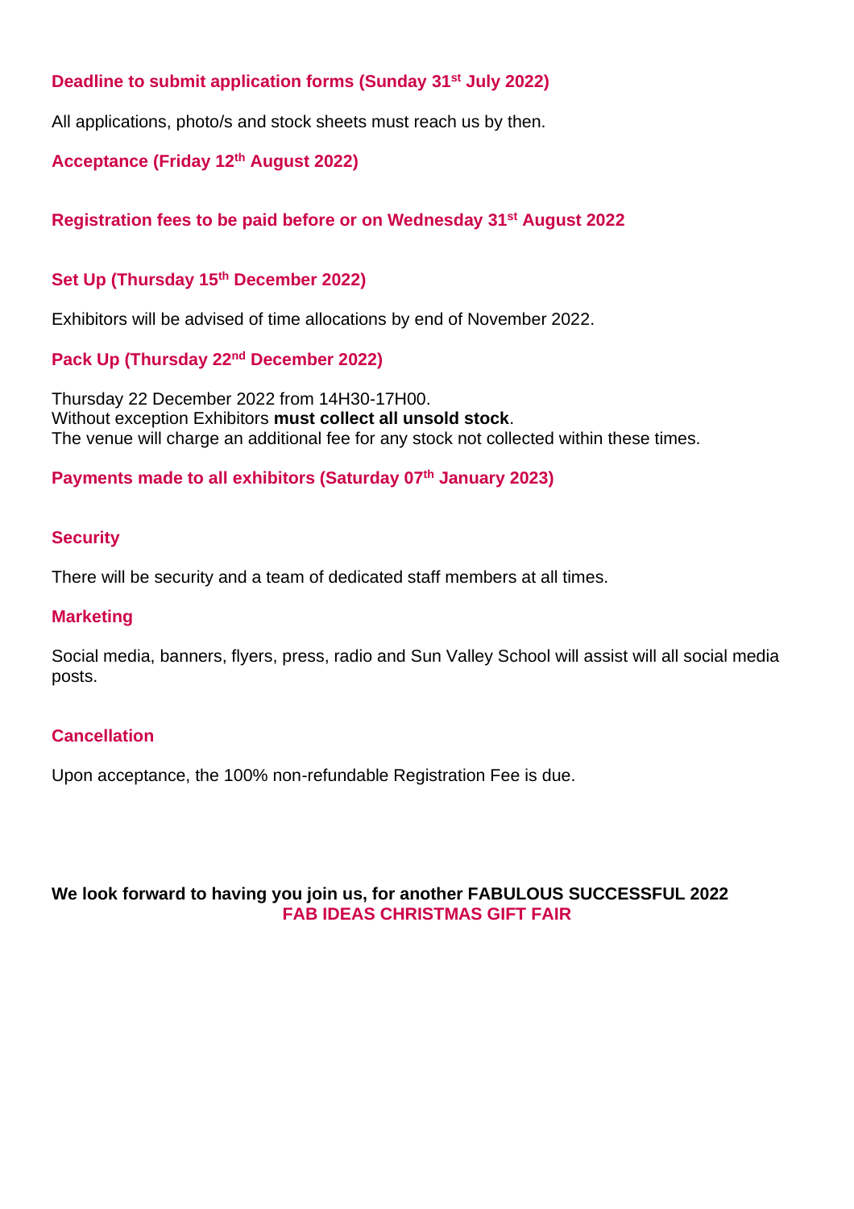### Deadline to submit application forms (Sunday 31st July 2022)

All applications, photo/s and stock sheets must reach us by then.

### Acceptance (Friday 12th August 2022)

### Registration fees to be paid before or on Wednesday 31st August 2022

### Set Up (Thursday 15th December 2022)

Exhibitors will be advised of time allocations by end of November 2022.

### Pack Up (Thursday 22nd December 2022)

Thursday 22 December 2022 from 14H30-17H00.
Without exception Exhibitors **must collect all unsold stock**.
The venue will charge an additional fee for any stock not collected within these times.

### Payments made to all exhibitors (Saturday 07th January 2023)

### Security

There will be security and a team of dedicated staff members at all times.

### Marketing

Social media, banners, flyers, press, radio and Sun Valley School will assist will all social media posts.

### Cancellation

Upon acceptance, the 100% non-refundable Registration Fee is due.

**We look forward to having you join us, for another FABULOUS SUCCESSFUL 2022**
**FAB IDEAS CHRISTMAS GIFT FAIR**